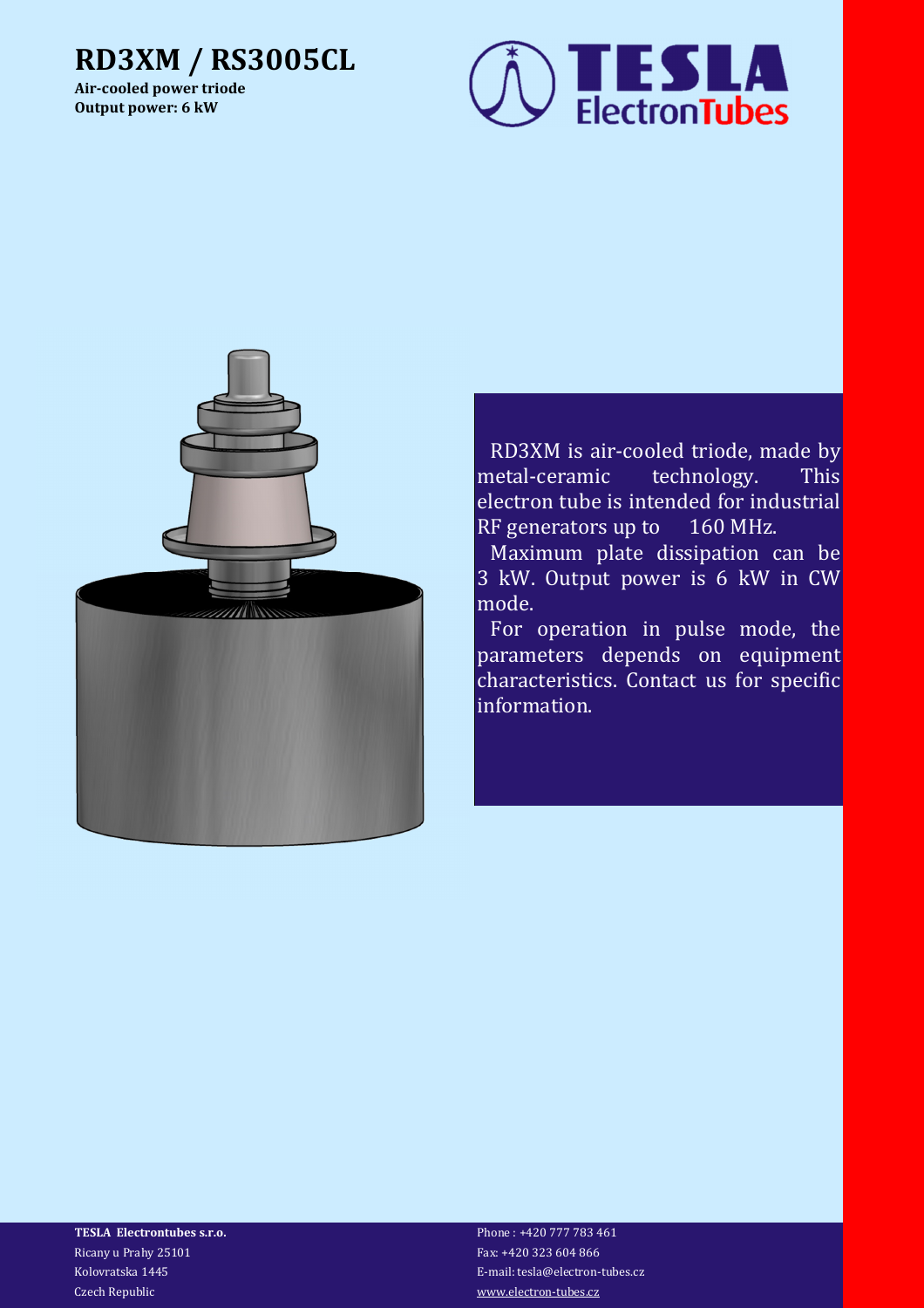# RD3XM / RS3005CL

**Air-cooled power triode**
**Output power: 6 kW**

TESLA ElectronTubes

RD3XM is air-cooled triode, made by metal-ceramic technology. This electron tube is intended for industrial RF generators up to 160 MHz.

Maximum plate dissipation can be 3 kW. Output power is 6 kW in CW mode.

For operation in pulse mode, the parameters depends on equipment characteristics. Contact us for specific information.

**TESLA Electrontubes s.r.o.**
Ricany u Prahy 25101
Kolovratska 1445
Czech Republic

Phone : +420 777 783 461
Fax: +420 323 604 866
E-mail: tesla@electron-tubes.cz
www.electron-tubes.cz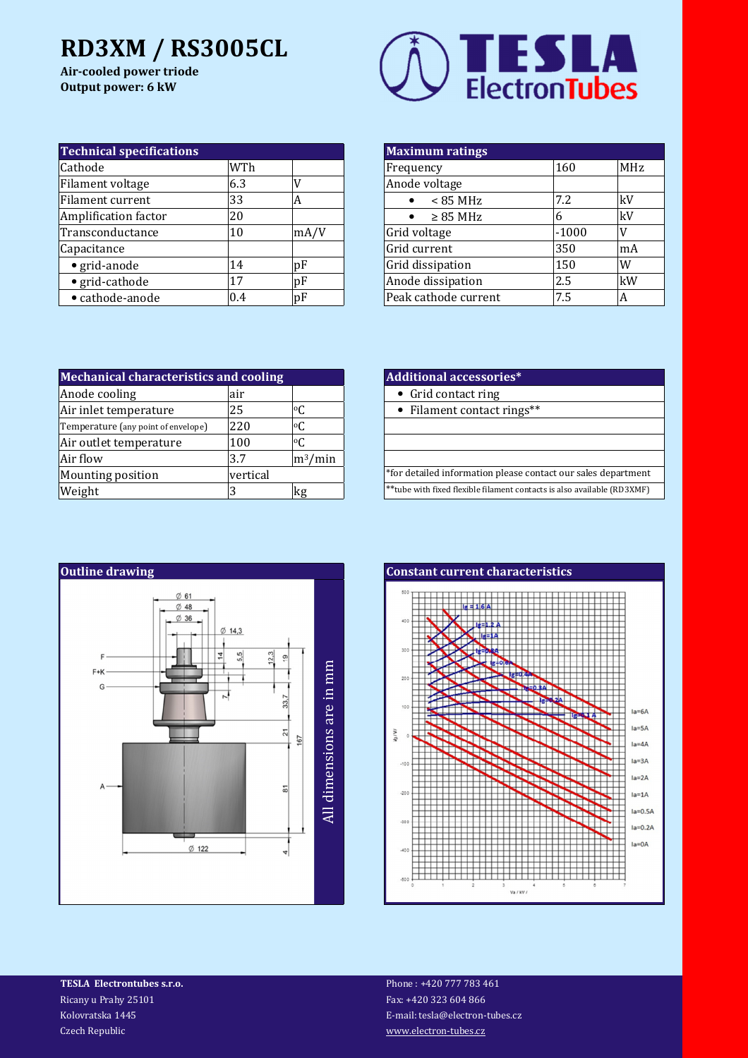# RD3XM / RS3005CL

**Air-cooled power triode**
**Output power: 6 kW**

TESLA ElectronTubes

| Technical specifications | | |
|---|---|---|
| Cathode | WTh | |
| Filament voltage | 6.3 | V |
| Filament current | 33 | A |
| Amplification factor | 20 | |
| Transconductance | 10 | mA/V |
| Capacitance | | |
| • grid-anode | 14 | pF |
| • grid-cathode | 17 | pF |
| • cathode-anode | 0.4 | pF |

| Maximum ratings | | |
|---|---|---|
| Frequency | 160 | MHz |
| Anode voltage | | |
| • < 85 MHz | 7.2 | kV |
| • ≥ 85 MHz | 6 | kV |
| Grid voltage | -1000 | V |
| Grid current | 350 | mA |
| Grid dissipation | 150 | W |
| Anode dissipation | 2.5 | kW |
| Peak cathode current | 7.5 | A |

| Mechanical characteristics and cooling | | |
|---|---|---|
| Anode cooling | air | |
| Air inlet temperature | 25 | °C |
| Temperature (any point of envelope) | 220 | °C |
| Air outlet temperature | 100 | °C |
| Air flow | 3.7 | m³/min |
| Mounting position | vertical | |
| Weight | 3 | kg |

| Additional accessories* |
|---|
| • Grid contact ring |
| • Filament contact rings** |
| |
| |
| *for detailed information please contact our sales department |
| **tube with fixed flexible filament contacts is also available (RD3XMF) |

## Outline drawing

Ø 61
Ø 48
Ø 36
Ø 14,3
F
F+K
G
A
14
5,5
12,3
19
7
33,7
21
167
81
4
Ø 122

All dimensions are in mm

## Constant current characteristics

Ig = 1.6 A
Ig=1.2 A
Ig=1A
Ig=0.8A
Ig=0.6A
Ig=0.4A
Ig=0.3A
Ig=0.2A
Ig=0.1 A
Ia=6A
Ia=5A
Ia=4A
Ia=3A
Ia=2A
Ia=1A
Ia=0.5A
Ia=0.2A
Ia=0A
500
400
300
200
100
0
-100
-200
-300
-400
-500
Ug / V /
0
1
2
3
4
5
6
7
Va / kV /

**TESLA Electrontubes s.r.o.**
Ricany u Prahy 25101
Kolovratska 1445
Czech Republic

Phone : +420 777 783 461
Fax: +420 323 604 866
E-mail: tesla@electron-tubes.cz
www.electron-tubes.cz